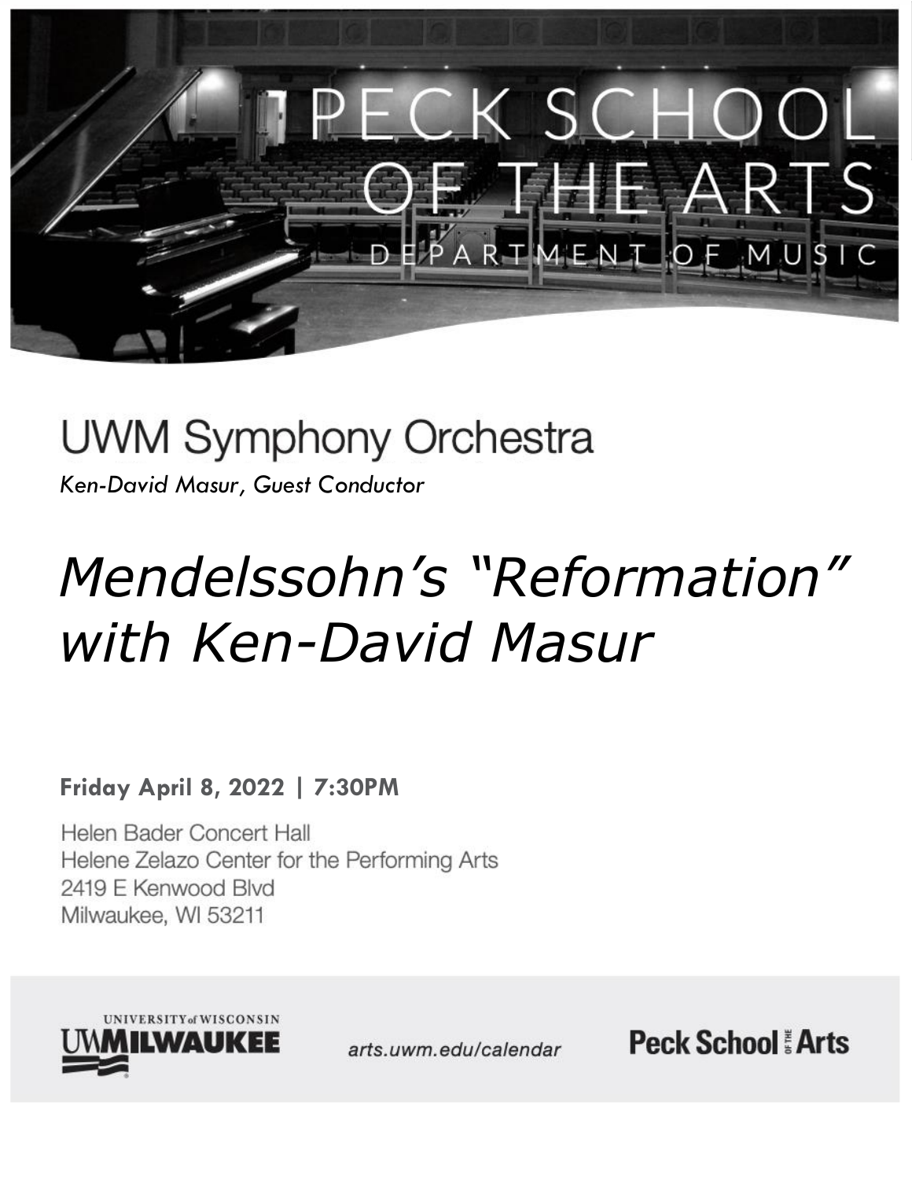PECK SCHOOL OF THE ARTS

DEPARTMENT OF MUSIC

# UWM Symphony Orchestra

*Ken-David Masur, Guest Conductor*

# *Mendelssohn's "Reformation" with Ken-David Masur*

**Friday April 8, 2022 | 7:30PM**

Helen Bader Concert Hall
Helene Zelazo Center for the Performing Arts
2419 E Kenwood Blvd
Milwaukee, WI 53211

UNIVERSITY of WISCONSIN UWMILWAUKEE

arts.uwm.edu/calendar

Peck School of the Arts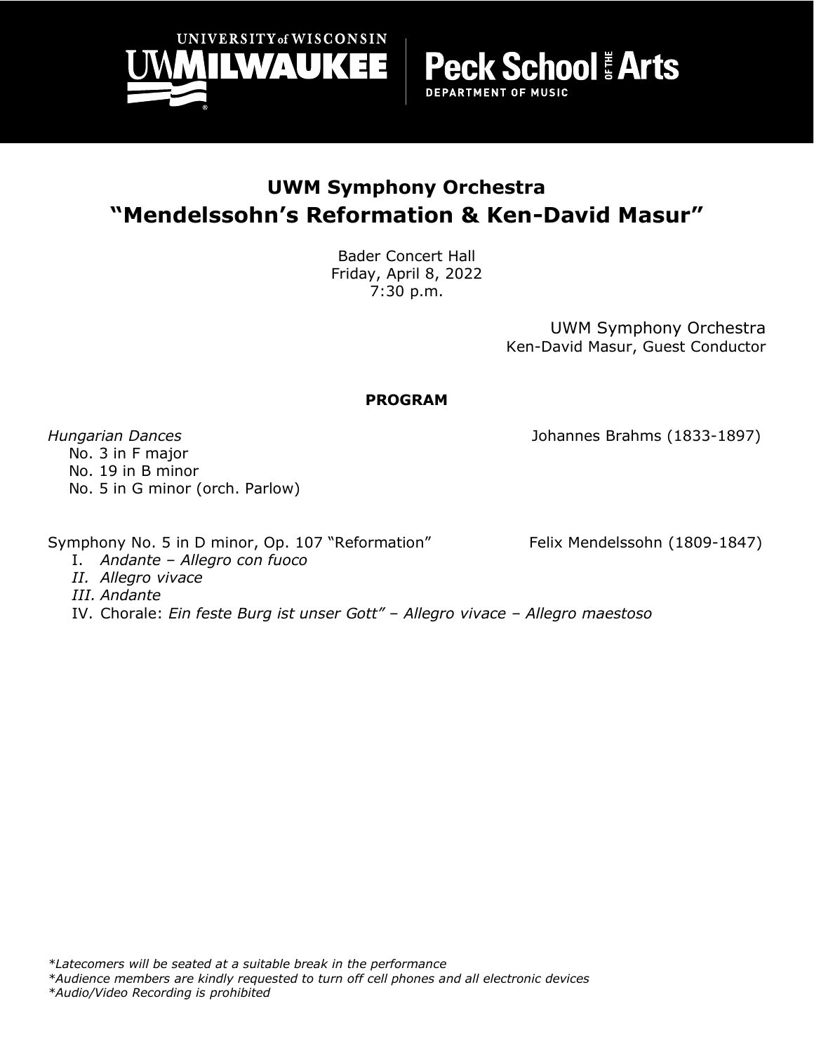UNIVERSITY of WISCONSIN
UWMILWAUKEE | Peck School of the Arts
DEPARTMENT OF MUSIC

## UWM Symphony Orchestra

## "Mendelssohn's Reformation & Ken-David Masur"

Bader Concert Hall
Friday, April 8, 2022
7:30 p.m.

UWM Symphony Orchestra
Ken-David Masur, Guest Conductor

**PROGRAM**

*Hungarian Dances* — Johannes Brahms (1833-1897)

- No. 3 in F major
- No. 19 in B minor
- No. 5 in G minor (orch. Parlow)

Symphony No. 5 in D minor, Op. 107 "Reformation" — Felix Mendelssohn (1809-1847)

I. *Andante – Allegro con fuoco*
*II. Allegro vivace*
*III. Andante*
IV. Chorale: *Ein feste Burg ist unser Gott" – Allegro vivace – Allegro maestoso*

*\*Latecomers will be seated at a suitable break in the performance*
*\*Audience members are kindly requested to turn off cell phones and all electronic devices*
*\*Audio/Video Recording is prohibited*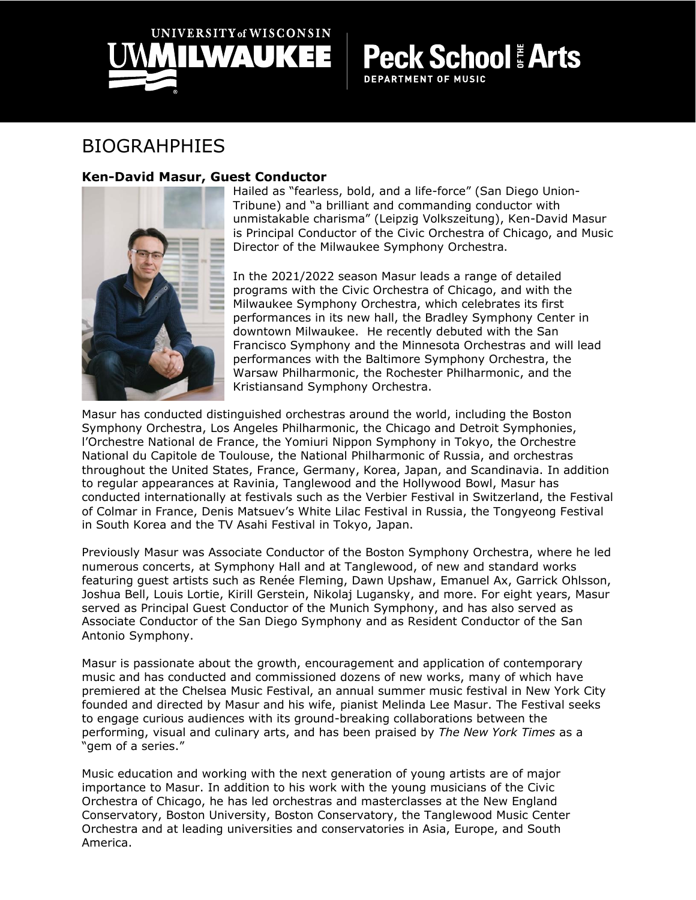# BIOGRAHPHIES

### Ken-David Masur, Guest Conductor

Hailed as "fearless, bold, and a life-force" (San Diego Union-Tribune) and "a brilliant and commanding conductor with unmistakable charisma" (Leipzig Volkszeitung), Ken-David Masur is Principal Conductor of the Civic Orchestra of Chicago, and Music Director of the Milwaukee Symphony Orchestra.

In the 2021/2022 season Masur leads a range of detailed programs with the Civic Orchestra of Chicago, and with the Milwaukee Symphony Orchestra, which celebrates its first performances in its new hall, the Bradley Symphony Center in downtown Milwaukee. He recently debuted with the San Francisco Symphony and the Minnesota Orchestras and will lead performances with the Baltimore Symphony Orchestra, the Warsaw Philharmonic, the Rochester Philharmonic, and the Kristiansand Symphony Orchestra.

Masur has conducted distinguished orchestras around the world, including the Boston Symphony Orchestra, Los Angeles Philharmonic, the Chicago and Detroit Symphonies, l'Orchestre National de France, the Yomiuri Nippon Symphony in Tokyo, the Orchestre National du Capitole de Toulouse, the National Philharmonic of Russia, and orchestras throughout the United States, France, Germany, Korea, Japan, and Scandinavia. In addition to regular appearances at Ravinia, Tanglewood and the Hollywood Bowl, Masur has conducted internationally at festivals such as the Verbier Festival in Switzerland, the Festival of Colmar in France, Denis Matsuev's White Lilac Festival in Russia, the Tongyeong Festival in South Korea and the TV Asahi Festival in Tokyo, Japan.

Previously Masur was Associate Conductor of the Boston Symphony Orchestra, where he led numerous concerts, at Symphony Hall and at Tanglewood, of new and standard works featuring guest artists such as Renée Fleming, Dawn Upshaw, Emanuel Ax, Garrick Ohlsson, Joshua Bell, Louis Lortie, Kirill Gerstein, Nikolaj Lugansky, and more. For eight years, Masur served as Principal Guest Conductor of the Munich Symphony, and has also served as Associate Conductor of the San Diego Symphony and as Resident Conductor of the San Antonio Symphony.

Masur is passionate about the growth, encouragement and application of contemporary music and has conducted and commissioned dozens of new works, many of which have premiered at the Chelsea Music Festival, an annual summer music festival in New York City founded and directed by Masur and his wife, pianist Melinda Lee Masur. The Festival seeks to engage curious audiences with its ground-breaking collaborations between the performing, visual and culinary arts, and has been praised by *The New York Times* as a "gem of a series."

Music education and working with the next generation of young artists are of major importance to Masur. In addition to his work with the young musicians of the Civic Orchestra of Chicago, he has led orchestras and masterclasses at the New England Conservatory, Boston University, Boston Conservatory, the Tanglewood Music Center Orchestra and at leading universities and conservatories in Asia, Europe, and South America.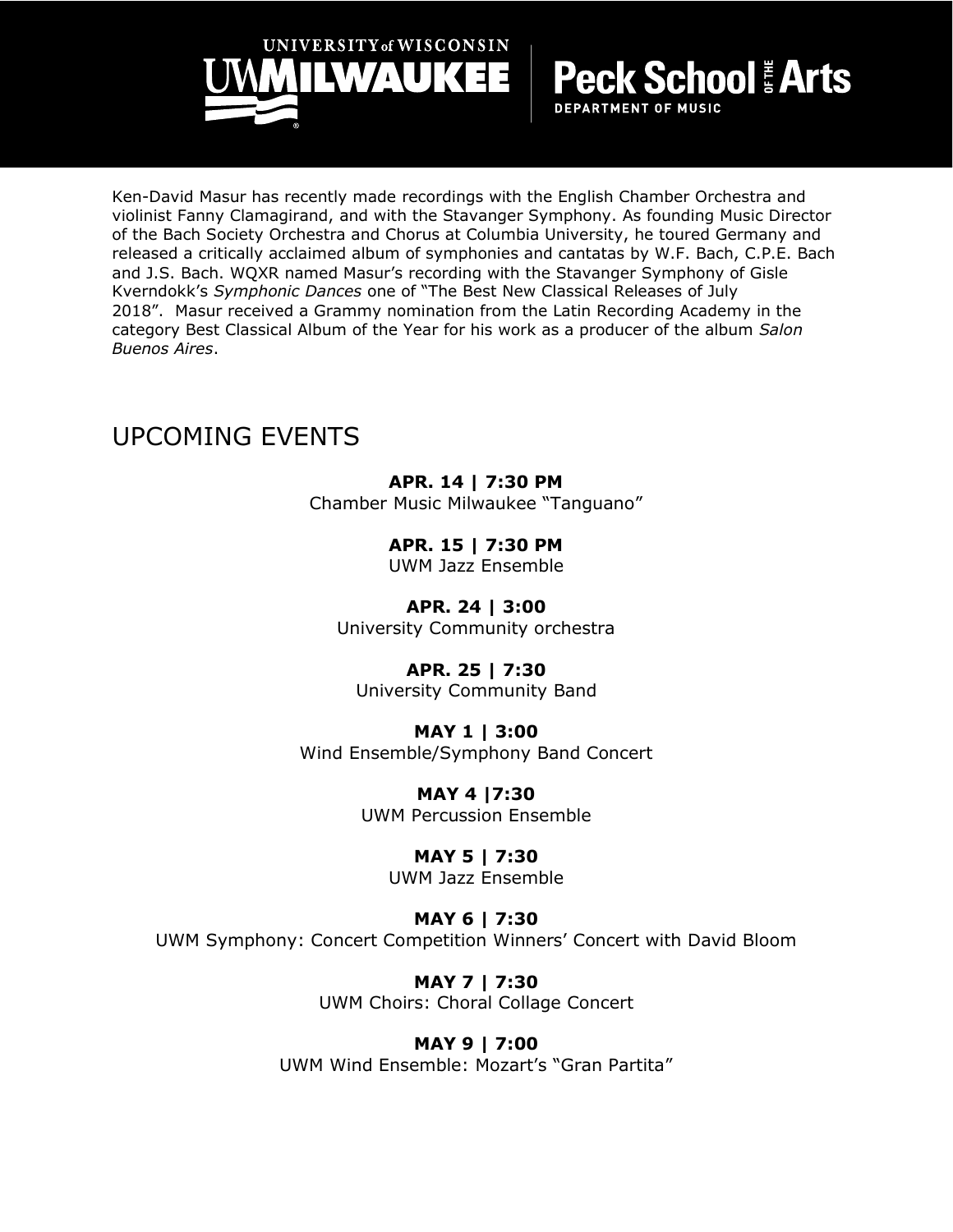Ken-David Masur has recently made recordings with the English Chamber Orchestra and violinist Fanny Clamagirand, and with the Stavanger Symphony. As founding Music Director of the Bach Society Orchestra and Chorus at Columbia University, he toured Germany and released a critically acclaimed album of symphonies and cantatas by W.F. Bach, C.P.E. Bach and J.S. Bach. WQXR named Masur's recording with the Stavanger Symphony of Gisle Kverndokk's *Symphonic Dances* one of "The Best New Classical Releases of July 2018". Masur received a Grammy nomination from the Latin Recording Academy in the category Best Classical Album of the Year for his work as a producer of the album *Salon Buenos Aires*.

## UPCOMING EVENTS

**APR. 14 | 7:30 PM**
Chamber Music Milwaukee "Tanguano"

**APR. 15 | 7:30 PM**
UWM Jazz Ensemble

**APR. 24 | 3:00**
University Community orchestra

**APR. 25 | 7:30**
University Community Band

**MAY 1 | 3:00**
Wind Ensemble/Symphony Band Concert

**MAY 4 |7:30**
UWM Percussion Ensemble

**MAY 5 | 7:30**
UWM Jazz Ensemble

**MAY 6 | 7:30**
UWM Symphony: Concert Competition Winners' Concert with David Bloom

**MAY 7 | 7:30**
UWM Choirs: Choral Collage Concert

**MAY 9 | 7:00**
UWM Wind Ensemble: Mozart's "Gran Partita"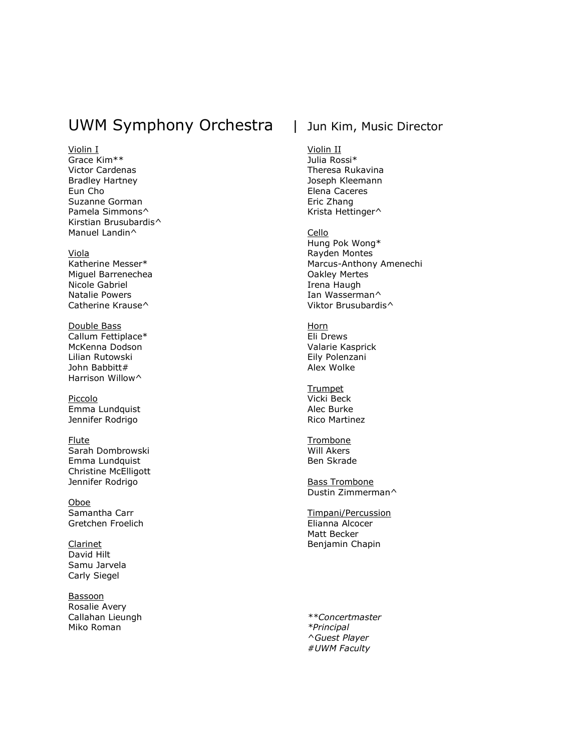# UWM Symphony Orchestra | Jun Kim, Music Director

Violin I
Grace Kim**
Victor Cardenas
Bradley Hartney
Eun Cho
Suzanne Gorman
Pamela Simmons^
Kirstian Brusubardis^
Manuel Landin^

Viola
Katherine Messer*
Miguel Barrenechea
Nicole Gabriel
Natalie Powers
Catherine Krause^

Double Bass
Callum Fettiplace*
McKenna Dodson
Lilian Rutowski
John Babbitt#
Harrison Willow^

Piccolo
Emma Lundquist
Jennifer Rodrigo

Flute
Sarah Dombrowski
Emma Lundquist
Christine McElligott
Jennifer Rodrigo

Oboe
Samantha Carr
Gretchen Froelich

Clarinet
David Hilt
Samu Jarvela
Carly Siegel

Bassoon
Rosalie Avery
Callahan Lieungh
Miko Roman

Violin II
Julia Rossi*
Theresa Rukavina
Joseph Kleemann
Elena Caceres
Eric Zhang
Krista Hettinger^

Cello
Hung Pok Wong*
Rayden Montes
Marcus-Anthony Amenechi
Oakley Mertes
Irena Haugh
Ian Wasserman^
Viktor Brusubardis^

Horn
Eli Drews
Valarie Kasprick
Eily Polenzani
Alex Wolke

Trumpet
Vicki Beck
Alec Burke
Rico Martinez

Trombone
Will Akers
Ben Skrade

Bass Trombone
Dustin Zimmerman^

Timpani/Percussion
Elianna Alcocer
Matt Becker
Benjamin Chapin

*\*\*Concertmaster*
*\*Principal*
*^Guest Player*
*#UWM Faculty*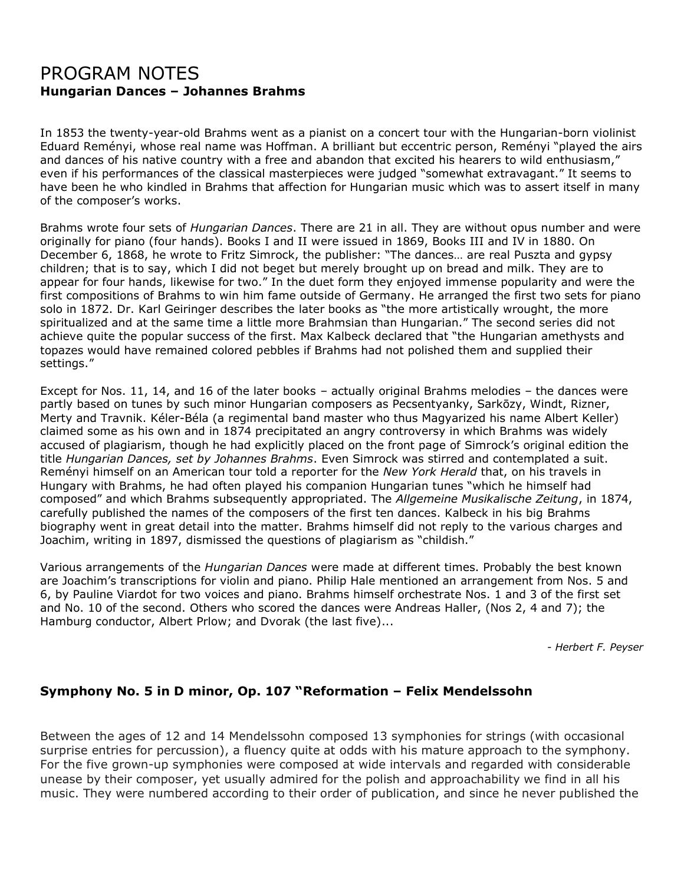# PROGRAM NOTES

**Hungarian Dances – Johannes Brahms**

In 1853 the twenty-year-old Brahms went as a pianist on a concert tour with the Hungarian-born violinist Eduard Reményi, whose real name was Hoffman. A brilliant but eccentric person, Reményi "played the airs and dances of his native country with a free and abandon that excited his hearers to wild enthusiasm," even if his performances of the classical masterpieces were judged "somewhat extravagant." It seems to have been he who kindled in Brahms that affection for Hungarian music which was to assert itself in many of the composer's works.

Brahms wrote four sets of *Hungarian Dances*. There are 21 in all. They are without opus number and were originally for piano (four hands). Books I and II were issued in 1869, Books III and IV in 1880. On December 6, 1868, he wrote to Fritz Simrock, the publisher: "The dances… are real Puszta and gypsy children; that is to say, which I did not beget but merely brought up on bread and milk. They are to appear for four hands, likewise for two." In the duet form they enjoyed immense popularity and were the first compositions of Brahms to win him fame outside of Germany. He arranged the first two sets for piano solo in 1872. Dr. Karl Geiringer describes the later books as "the more artistically wrought, the more spiritualized and at the same time a little more Brahmsian than Hungarian." The second series did not achieve quite the popular success of the first. Max Kalbeck declared that "the Hungarian amethysts and topazes would have remained colored pebbles if Brahms had not polished them and supplied their settings."

Except for Nos. 11, 14, and 16 of the later books – actually original Brahms melodies – the dances were partly based on tunes by such minor Hungarian composers as Pecsentyanky, Sarkōzy, Windt, Rizner, Merty and Travnik. Kéler-Béla (a regimental band master who thus Magyarized his name Albert Keller) claimed some as his own and in 1874 precipitated an angry controversy in which Brahms was widely accused of plagiarism, though he had explicitly placed on the front page of Simrock's original edition the title *Hungarian Dances, set by Johannes Brahms*. Even Simrock was stirred and contemplated a suit. Reményi himself on an American tour told a reporter for the *New York Herald* that, on his travels in Hungary with Brahms, he had often played his companion Hungarian tunes "which he himself had composed" and which Brahms subsequently appropriated. The *Allgemeine Musikalische Zeitung*, in 1874, carefully published the names of the composers of the first ten dances. Kalbeck in his big Brahms biography went in great detail into the matter. Brahms himself did not reply to the various charges and Joachim, writing in 1897, dismissed the questions of plagiarism as "childish."

Various arrangements of the *Hungarian Dances* were made at different times. Probably the best known are Joachim's transcriptions for violin and piano. Philip Hale mentioned an arrangement from Nos. 5 and 6, by Pauline Viardot for two voices and piano. Brahms himself orchestrate Nos. 1 and 3 of the first set and No. 10 of the second. Others who scored the dances were Andreas Haller, (Nos 2, 4 and 7); the Hamburg conductor, Albert Prlow; and Dvorak (the last five)...

*- Herbert F. Peyser*

**Symphony No. 5 in D minor, Op. 107 "Reformation – Felix Mendelssohn**

Between the ages of 12 and 14 Mendelssohn composed 13 symphonies for strings (with occasional surprise entries for percussion), a fluency quite at odds with his mature approach to the symphony. For the five grown-up symphonies were composed at wide intervals and regarded with considerable unease by their composer, yet usually admired for the polish and approachability we find in all his music. They were numbered according to their order of publication, and since he never published the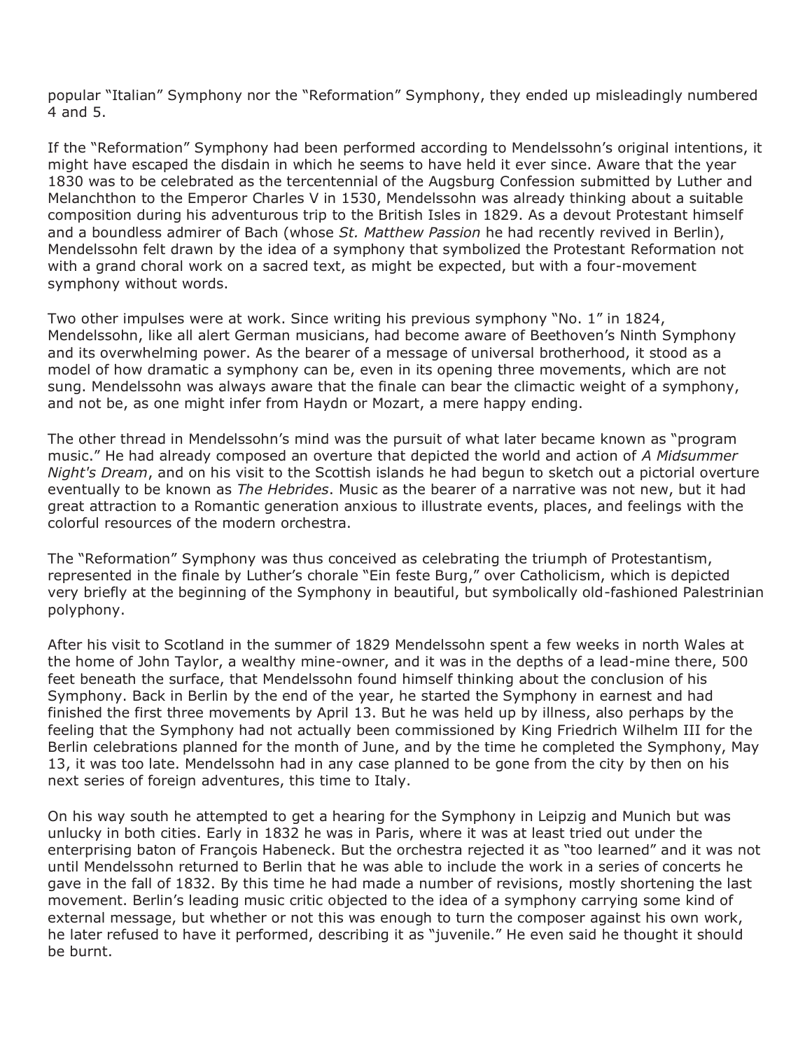popular "Italian" Symphony nor the "Reformation" Symphony, they ended up misleadingly numbered 4 and 5.

If the "Reformation" Symphony had been performed according to Mendelssohn's original intentions, it might have escaped the disdain in which he seems to have held it ever since. Aware that the year 1830 was to be celebrated as the tercentennial of the Augsburg Confession submitted by Luther and Melanchthon to the Emperor Charles V in 1530, Mendelssohn was already thinking about a suitable composition during his adventurous trip to the British Isles in 1829. As a devout Protestant himself and a boundless admirer of Bach (whose *St. Matthew Passion* he had recently revived in Berlin), Mendelssohn felt drawn by the idea of a symphony that symbolized the Protestant Reformation not with a grand choral work on a sacred text, as might be expected, but with a four-movement symphony without words.

Two other impulses were at work. Since writing his previous symphony "No. 1" in 1824, Mendelssohn, like all alert German musicians, had become aware of Beethoven's Ninth Symphony and its overwhelming power. As the bearer of a message of universal brotherhood, it stood as a model of how dramatic a symphony can be, even in its opening three movements, which are not sung. Mendelssohn was always aware that the finale can bear the climactic weight of a symphony, and not be, as one might infer from Haydn or Mozart, a mere happy ending.

The other thread in Mendelssohn's mind was the pursuit of what later became known as "program music." He had already composed an overture that depicted the world and action of *A Midsummer Night's Dream*, and on his visit to the Scottish islands he had begun to sketch out a pictorial overture eventually to be known as *The Hebrides*. Music as the bearer of a narrative was not new, but it had great attraction to a Romantic generation anxious to illustrate events, places, and feelings with the colorful resources of the modern orchestra.

The "Reformation" Symphony was thus conceived as celebrating the triumph of Protestantism, represented in the finale by Luther's chorale "Ein feste Burg," over Catholicism, which is depicted very briefly at the beginning of the Symphony in beautiful, but symbolically old-fashioned Palestrinian polyphony.

After his visit to Scotland in the summer of 1829 Mendelssohn spent a few weeks in north Wales at the home of John Taylor, a wealthy mine-owner, and it was in the depths of a lead-mine there, 500 feet beneath the surface, that Mendelssohn found himself thinking about the conclusion of his Symphony. Back in Berlin by the end of the year, he started the Symphony in earnest and had finished the first three movements by April 13. But he was held up by illness, also perhaps by the feeling that the Symphony had not actually been commissioned by King Friedrich Wilhelm III for the Berlin celebrations planned for the month of June, and by the time he completed the Symphony, May 13, it was too late. Mendelssohn had in any case planned to be gone from the city by then on his next series of foreign adventures, this time to Italy.

On his way south he attempted to get a hearing for the Symphony in Leipzig and Munich but was unlucky in both cities. Early in 1832 he was in Paris, where it was at least tried out under the enterprising baton of François Habeneck. But the orchestra rejected it as "too learned" and it was not until Mendelssohn returned to Berlin that he was able to include the work in a series of concerts he gave in the fall of 1832. By this time he had made a number of revisions, mostly shortening the last movement. Berlin's leading music critic objected to the idea of a symphony carrying some kind of external message, but whether or not this was enough to turn the composer against his own work, he later refused to have it performed, describing it as "juvenile." He even said he thought it should be burnt.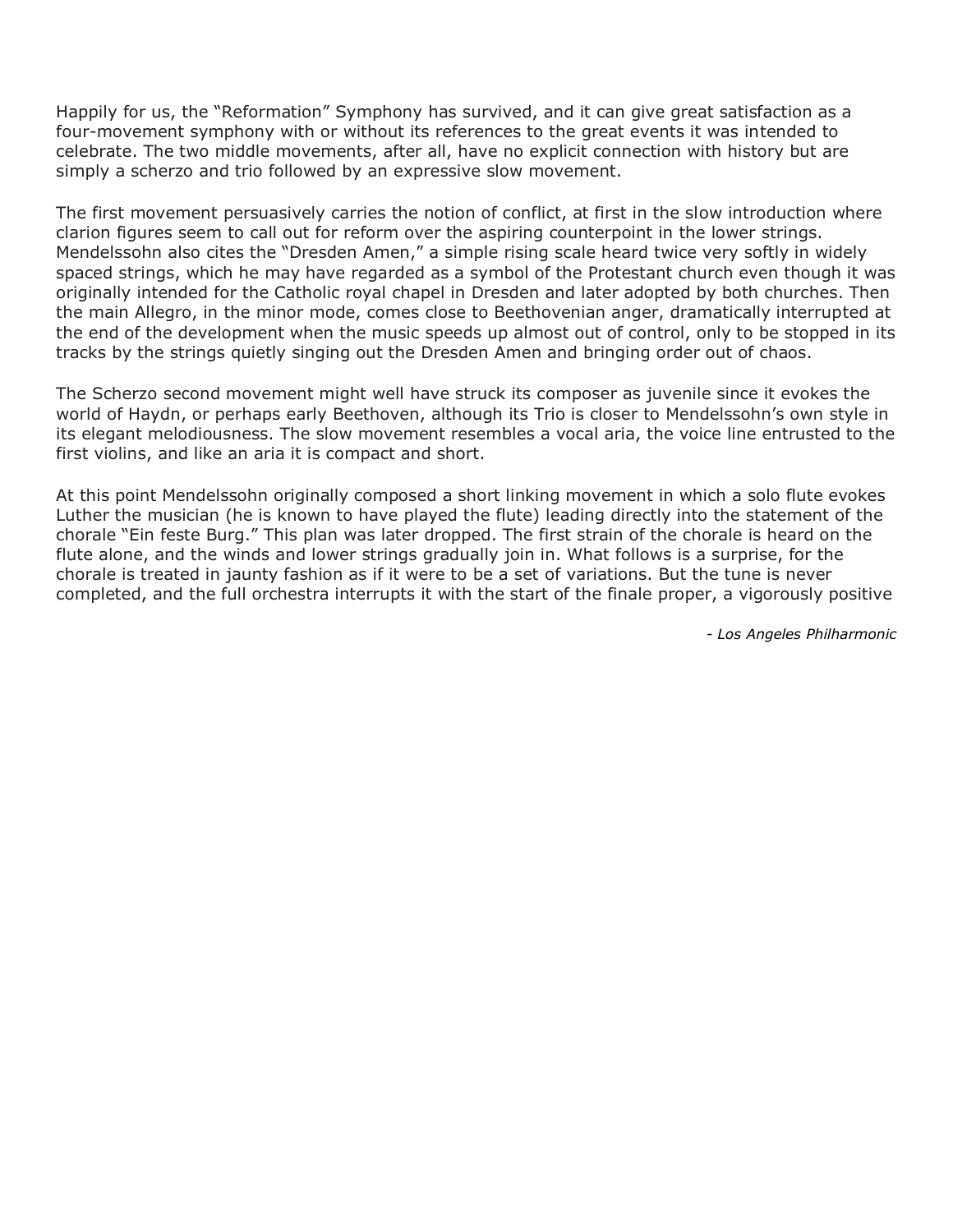Happily for us, the "Reformation" Symphony has survived, and it can give great satisfaction as a four-movement symphony with or without its references to the great events it was intended to celebrate. The two middle movements, after all, have no explicit connection with history but are simply a scherzo and trio followed by an expressive slow movement.

The first movement persuasively carries the notion of conflict, at first in the slow introduction where clarion figures seem to call out for reform over the aspiring counterpoint in the lower strings. Mendelssohn also cites the "Dresden Amen," a simple rising scale heard twice very softly in widely spaced strings, which he may have regarded as a symbol of the Protestant church even though it was originally intended for the Catholic royal chapel in Dresden and later adopted by both churches. Then the main Allegro, in the minor mode, comes close to Beethovenian anger, dramatically interrupted at the end of the development when the music speeds up almost out of control, only to be stopped in its tracks by the strings quietly singing out the Dresden Amen and bringing order out of chaos.

The Scherzo second movement might well have struck its composer as juvenile since it evokes the world of Haydn, or perhaps early Beethoven, although its Trio is closer to Mendelssohn's own style in its elegant melodiousness. The slow movement resembles a vocal aria, the voice line entrusted to the first violins, and like an aria it is compact and short.

At this point Mendelssohn originally composed a short linking movement in which a solo flute evokes Luther the musician (he is known to have played the flute) leading directly into the statement of the chorale "Ein feste Burg." This plan was later dropped. The first strain of the chorale is heard on the flute alone, and the winds and lower strings gradually join in. What follows is a surprise, for the chorale is treated in jaunty fashion as if it were to be a set of variations. But the tune is never completed, and the full orchestra interrupts it with the start of the finale proper, a vigorously positive

*- Los Angeles Philharmonic*